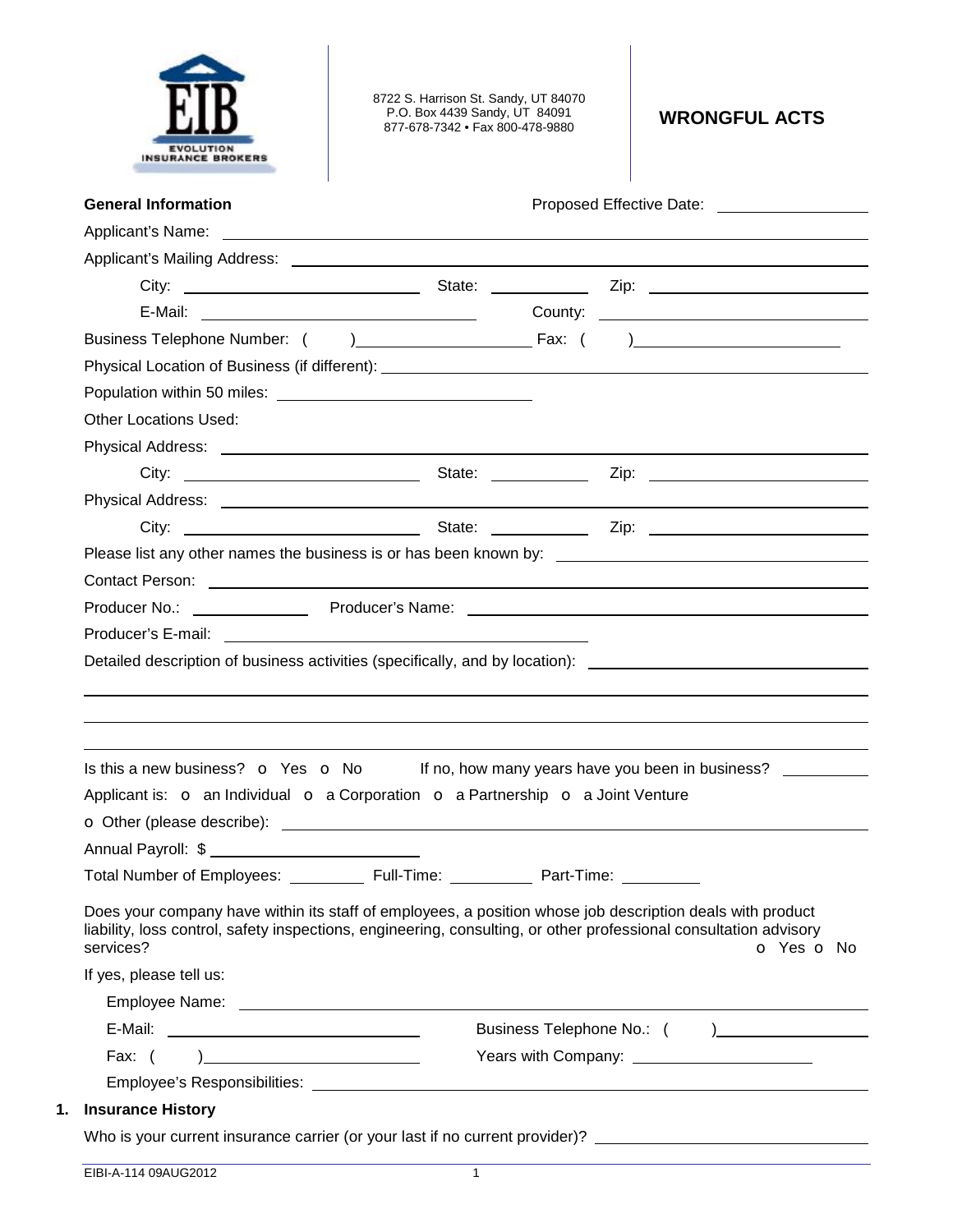EIB
EVOLUTION INSURANCE BROKERS

8722 S. Harrison St. Sandy, UT 84070
P.O. Box 4439 Sandy, UT 84091
877-678-7342 • Fax 800-478-9880

# WRONGFUL ACTS

**General Information** Proposed Effective Date: ________________

Applicant's Name: ________________________________________________

Applicant's Mailing Address: ________________________________________________

City: ________________________ State: __________ Zip: ____________________

E-Mail: ____________________________ County: ____________________________

Business Telephone Number: ( ) ____________________ Fax: ( ) ____________________

Physical Location of Business (if different): ________________________________________________

Population within 50 miles: ____________________________

Other Locations Used:

Physical Address: ________________________________________________

City: ________________________ State: __________ Zip: ____________________

Physical Address: ________________________________________________

City: ________________________ State: __________ Zip: ____________________

Please list any other names the business is or has been known by: ________________________________

Contact Person: ________________________________________________

Producer No.: ______________ Producer's Name: ________________________________________

Producer's E-mail: ________________________________________

Detailed description of business activities (specifically, and by location): ____________________________

________________________________________________________________________________

________________________________________________________________________________

________________________________________________________________________________

Is this a new business? o Yes o No If no, how many years have you been in business? __________

Applicant is: o an Individual o a Corporation o a Partnership o a Joint Venture

o Other (please describe): ________________________________________________

Annual Payroll: $ ________________________

Total Number of Employees: _________ Full-Time: _________ Part-Time: _________

Does your company have within its staff of employees, a position whose job description deals with product liability, loss control, safety inspections, engineering, consulting, or other professional consultation advisory services? o Yes o No

If yes, please tell us:

Employee Name: ________________________________________________

E-Mail: ____________________________ Business Telephone No.: ( ) ________________

Fax: ( ) ____________________________ Years with Company: ____________________

Employee's Responsibilities: ________________________________________________

## 1. Insurance History

Who is your current insurance carrier (or your last if no current provider)? ____________________________

EIBI-A-114 09AUG2012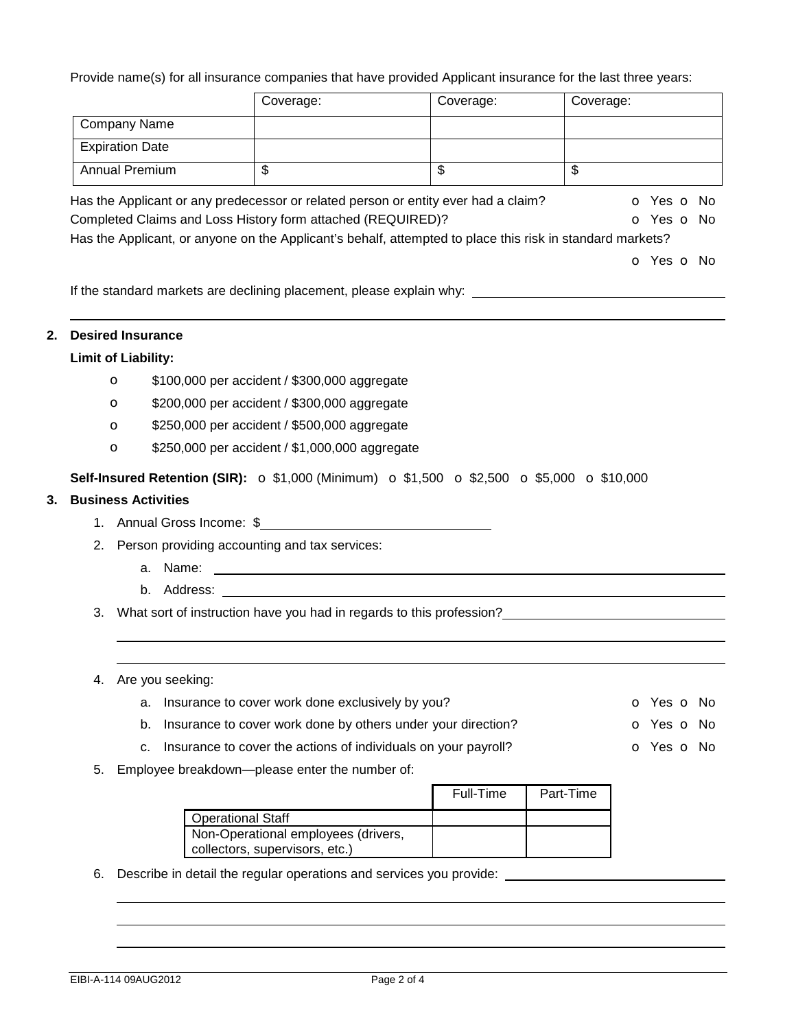Provide name(s) for all insurance companies that have provided Applicant insurance for the last three years:

| | Coverage: | Coverage: | Coverage: |
|---|---|---|---|
| Company Name | | | |
| Expiration Date | | | |
| Annual Premium | $ | $ | $ |

Has the Applicant or any predecessor or related person or entity ever had a claim? o Yes o No

Completed Claims and Loss History form attached (REQUIRED)? o Yes o No

Has the Applicant, or anyone on the Applicant's behalf, attempted to place this risk in standard markets? o Yes o No

If the standard markets are declining placement, please explain why: ____________________

____________________

## 2. Desired Insurance

**Limit of Liability:**

- o $100,000 per accident / $300,000 aggregate
- o $200,000 per accident / $300,000 aggregate
- o $250,000 per accident / $500,000 aggregate
- o $250,000 per accident / $1,000,000 aggregate

**Self-Insured Retention (SIR):** o $1,000 (Minimum) o $1,500 o $2,500 o $5,000 o $10,000

## 3. Business Activities

1. Annual Gross Income: $____________________
2. Person providing accounting and tax services:
   a. Name: ____________________
   b. Address: ____________________
3. What sort of instruction have you had in regards to this profession? ____________________

   ____________________

   ____________________
4. Are you seeking:
   a. Insurance to cover work done exclusively by you? o Yes o No
   b. Insurance to cover work done by others under your direction? o Yes o No
   c. Insurance to cover the actions of individuals on your payroll? o Yes o No
5. Employee breakdown—please enter the number of:

| | Full-Time | Part-Time |
|---|---|---|
| Operational Staff | | |
| Non-Operational employees (drivers, collectors, supervisors, etc.) | | |

6. Describe in detail the regular operations and services you provide: ____________________

   ____________________

   ____________________

   ____________________

EIBI-A-114 09AUG2012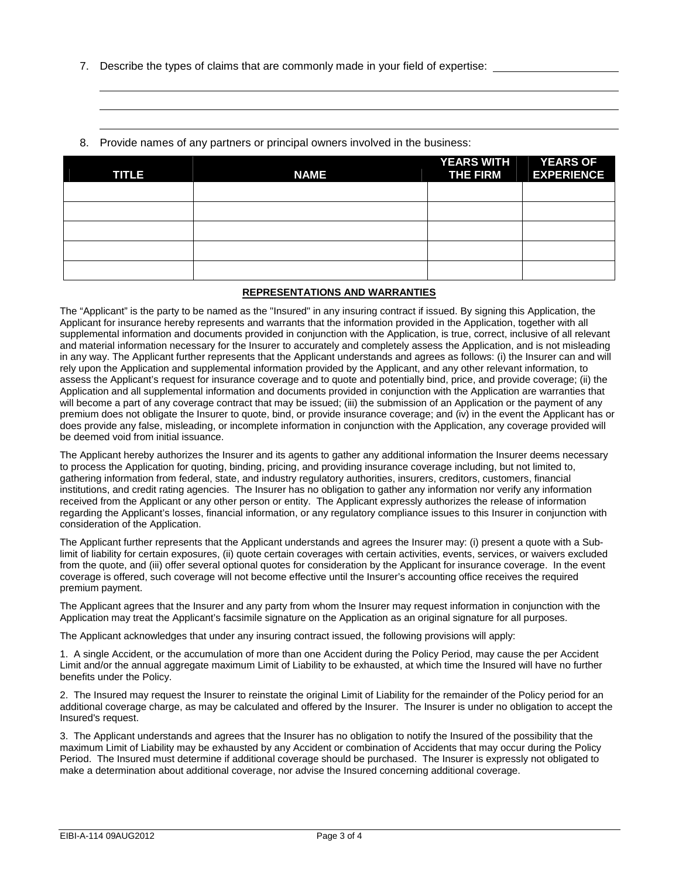7. Describe the types of claims that are commonly made in your field of expertise: ____________________

______________________________________________________________________________

______________________________________________________________________________

______________________________________________________________________________

8. Provide names of any partners or principal owners involved in the business:

| TITLE | NAME | YEARS WITH THE FIRM | YEARS OF EXPERIENCE |
|---|---|---|---|
| | | | |
| | | | |
| | | | |
| | | | |
| | | | |

**REPRESENTATIONS AND WARRANTIES**

The "Applicant" is the party to be named as the "Insured" in any insuring contract if issued. By signing this Application, the Applicant for insurance hereby represents and warrants that the information provided in the Application, together with all supplemental information and documents provided in conjunction with the Application, is true, correct, inclusive of all relevant and material information necessary for the Insurer to accurately and completely assess the Application, and is not misleading in any way. The Applicant further represents that the Applicant understands and agrees as follows: (i) the Insurer can and will rely upon the Application and supplemental information provided by the Applicant, and any other relevant information, to assess the Applicant's request for insurance coverage and to quote and potentially bind, price, and provide coverage; (ii) the Application and all supplemental information and documents provided in conjunction with the Application are warranties that will become a part of any coverage contract that may be issued; (iii) the submission of an Application or the payment of any premium does not obligate the Insurer to quote, bind, or provide insurance coverage; and (iv) in the event the Applicant has or does provide any false, misleading, or incomplete information in conjunction with the Application, any coverage provided will be deemed void from initial issuance.

The Applicant hereby authorizes the Insurer and its agents to gather any additional information the Insurer deems necessary to process the Application for quoting, binding, pricing, and providing insurance coverage including, but not limited to, gathering information from federal, state, and industry regulatory authorities, insurers, creditors, customers, financial institutions, and credit rating agencies. The Insurer has no obligation to gather any information nor verify any information received from the Applicant or any other person or entity. The Applicant expressly authorizes the release of information regarding the Applicant's losses, financial information, or any regulatory compliance issues to this Insurer in conjunction with consideration of the Application.

The Applicant further represents that the Applicant understands and agrees the Insurer may: (i) present a quote with a Sub-limit of liability for certain exposures, (ii) quote certain coverages with certain activities, events, services, or waivers excluded from the quote, and (iii) offer several optional quotes for consideration by the Applicant for insurance coverage. In the event coverage is offered, such coverage will not become effective until the Insurer's accounting office receives the required premium payment.

The Applicant agrees that the Insurer and any party from whom the Insurer may request information in conjunction with the Application may treat the Applicant's facsimile signature on the Application as an original signature for all purposes.

The Applicant acknowledges that under any insuring contract issued, the following provisions will apply:

1. A single Accident, or the accumulation of more than one Accident during the Policy Period, may cause the per Accident Limit and/or the annual aggregate maximum Limit of Liability to be exhausted, at which time the Insured will have no further benefits under the Policy.

2. The Insured may request the Insurer to reinstate the original Limit of Liability for the remainder of the Policy period for an additional coverage charge, as may be calculated and offered by the Insurer. The Insurer is under no obligation to accept the Insured's request.

3. The Applicant understands and agrees that the Insurer has no obligation to notify the Insured of the possibility that the maximum Limit of Liability may be exhausted by any Accident or combination of Accidents that may occur during the Policy Period. The Insured must determine if additional coverage should be purchased. The Insurer is expressly not obligated to make a determination about additional coverage, nor advise the Insured concerning additional coverage.

EIBI-A-114 09AUG2012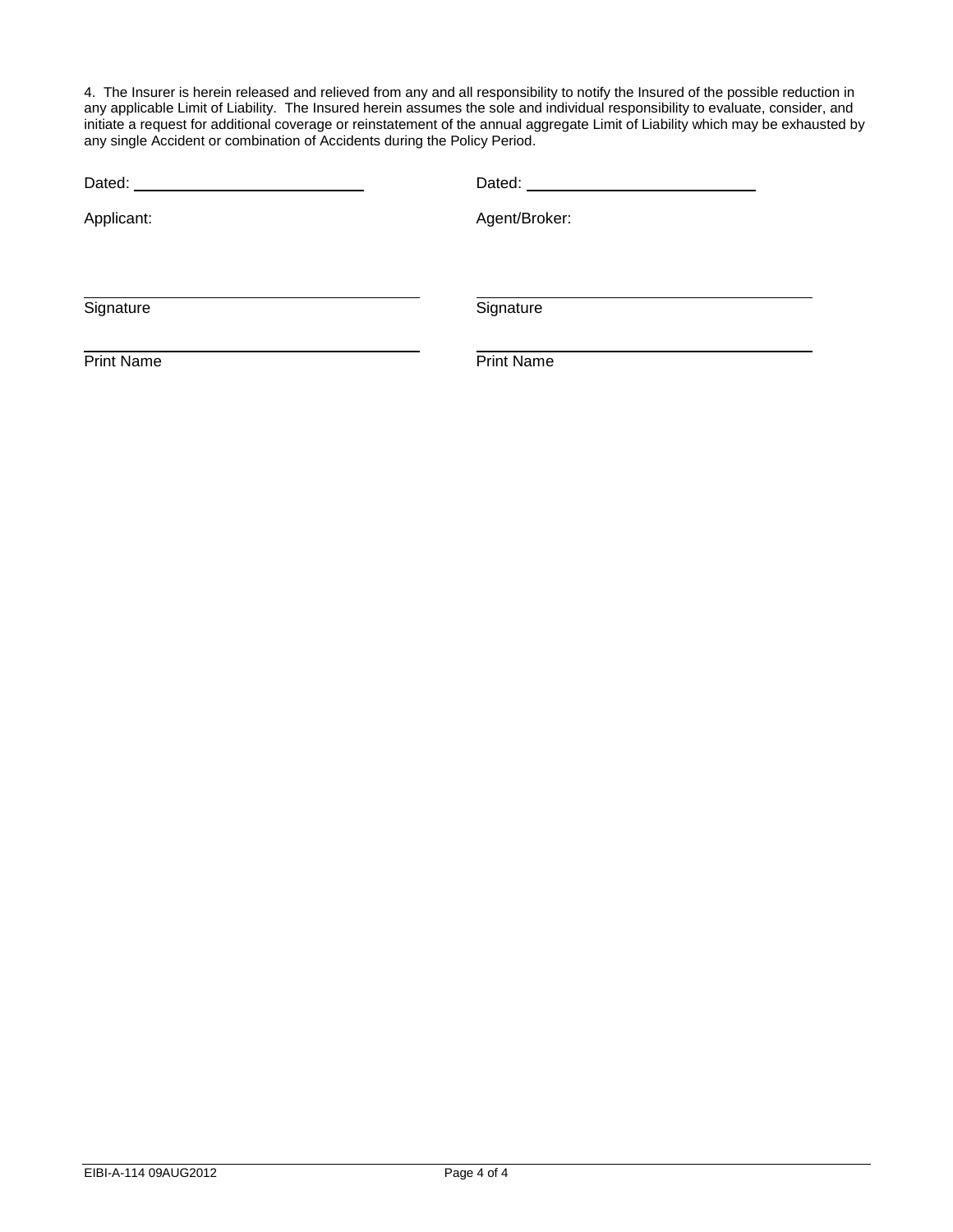4. The Insurer is herein released and relieved from any and all responsibility to notify the Insured of the possible reduction in any applicable Limit of Liability. The Insured herein assumes the sole and individual responsibility to evaluate, consider, and initiate a request for additional coverage or reinstatement of the annual aggregate Limit of Liability which may be exhausted by any single Accident or combination of Accidents during the Policy Period.

| | |
|---|---|
| Dated: ____________________ | Dated: ____________________ |
| Applicant: | Agent/Broker: |
| ______________________________ | ______________________________ |
| Signature | Signature |
| ______________________________ | ______________________________ |
| Print Name | Print Name |

EIBI-A-114 09AUG2012